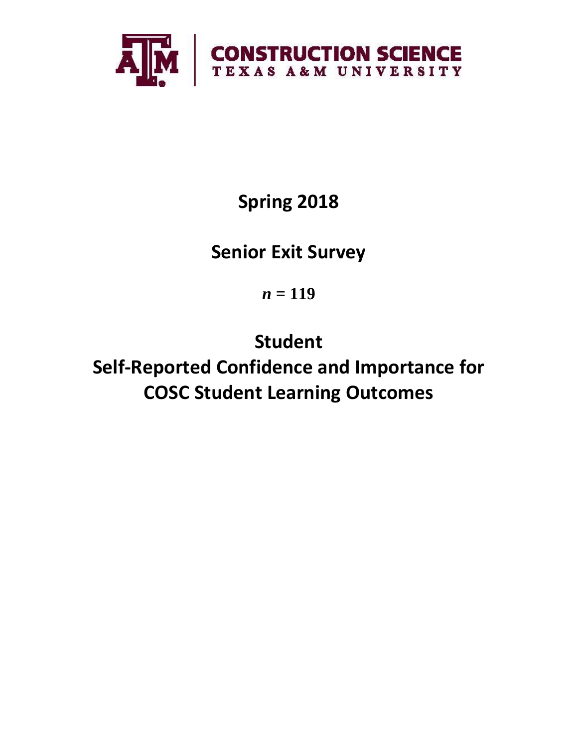CONSTRUCTION SCIENCE
TEXAS A&M UNIVERSITY

# Spring 2018

# Senior Exit Survey

***n* = 119**

# Student
# Self-Reported Confidence and Importance for COSC Student Learning Outcomes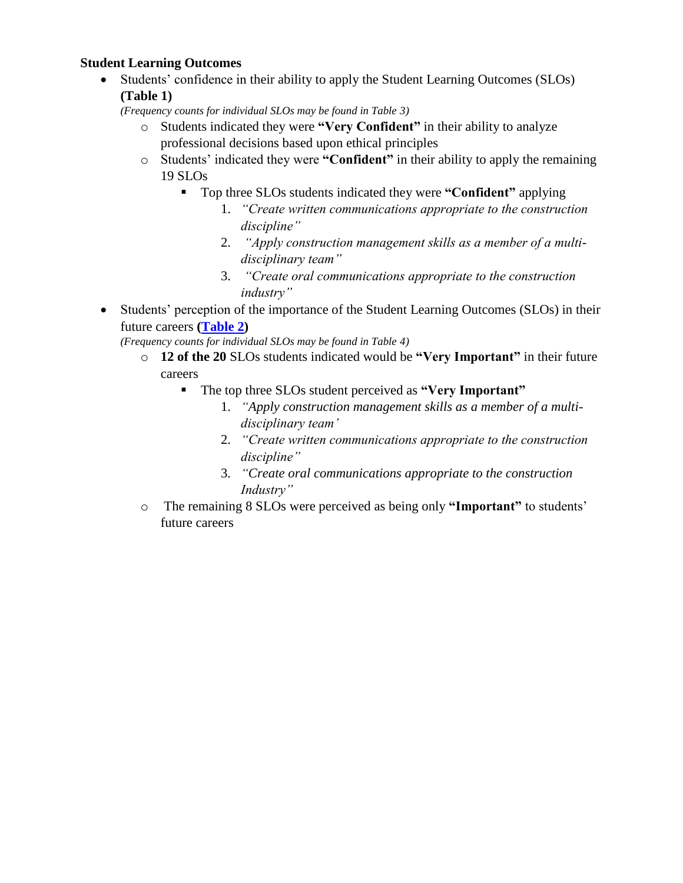**Student Learning Outcomes**

- Students' confidence in their ability to apply the Student Learning Outcomes (SLOs) **(Table 1)**
  *(Frequency counts for individual SLOs may be found in Table 3)*
  - Students indicated they were **"Very Confident"** in their ability to analyze professional decisions based upon ethical principles
  - Students' indicated they were **"Confident"** in their ability to apply the remaining 19 SLOs
    - Top three SLOs students indicated they were **"Confident"** applying
      1. *"Create written communications appropriate to the construction discipline"*
      2. *"Apply construction management skills as a member of a multi-disciplinary team"*
      3. *"Create oral communications appropriate to the construction industry"*
- Students' perception of the importance of the Student Learning Outcomes (SLOs) in their future careers **(Table 2)**
  *(Frequency counts for individual SLOs may be found in Table 4)*
  - **12 of the 20** SLOs students indicated would be **"Very Important"** in their future careers
    - The top three SLOs student perceived as **"Very Important"**
      1. *"Apply construction management skills as a member of a multi-disciplinary team'*
      2. *"Create written communications appropriate to the construction discipline"*
      3. *"Create oral communications appropriate to the construction Industry"*
  - The remaining 8 SLOs were perceived as being only **"Important"** to students' future careers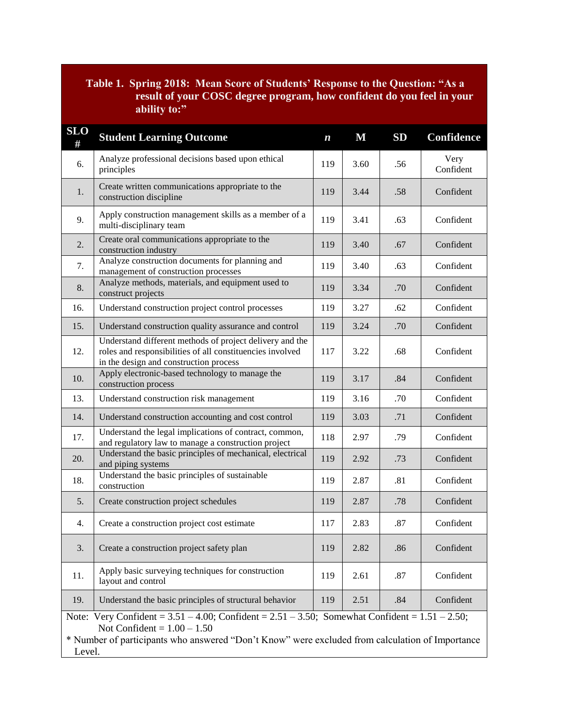**Table 1. Spring 2018: Mean Score of Students' Response to the Question: "As a result of your COSC degree program, how confident do you feel in your ability to:"**

| SLO # | Student Learning Outcome | *n* | M | SD | Confidence |
|---|---|---|---|---|---|
| 6. | Analyze professional decisions based upon ethical principles | 119 | 3.60 | .56 | Very Confident |
| 1. | Create written communications appropriate to the construction discipline | 119 | 3.44 | .58 | Confident |
| 9. | Apply construction management skills as a member of a multi-disciplinary team | 119 | 3.41 | .63 | Confident |
| 2. | Create oral communications appropriate to the construction industry | 119 | 3.40 | .67 | Confident |
| 7. | Analyze construction documents for planning and management of construction processes | 119 | 3.40 | .63 | Confident |
| 8. | Analyze methods, materials, and equipment used to construct projects | 119 | 3.34 | .70 | Confident |
| 16. | Understand construction project control processes | 119 | 3.27 | .62 | Confident |
| 15. | Understand construction quality assurance and control | 119 | 3.24 | .70 | Confident |
| 12. | Understand different methods of project delivery and the roles and responsibilities of all constituencies involved in the design and construction process | 117 | 3.22 | .68 | Confident |
| 10. | Apply electronic-based technology to manage the construction process | 119 | 3.17 | .84 | Confident |
| 13. | Understand construction risk management | 119 | 3.16 | .70 | Confident |
| 14. | Understand construction accounting and cost control | 119 | 3.03 | .71 | Confident |
| 17. | Understand the legal implications of contract, common, and regulatory law to manage a construction project | 118 | 2.97 | .79 | Confident |
| 20. | Understand the basic principles of mechanical, electrical and piping systems | 119 | 2.92 | .73 | Confident |
| 18. | Understand the basic principles of sustainable construction | 119 | 2.87 | .81 | Confident |
| 5. | Create construction project schedules | 119 | 2.87 | .78 | Confident |
| 4. | Create a construction project cost estimate | 117 | 2.83 | .87 | Confident |
| 3. | Create a construction project safety plan | 119 | 2.82 | .86 | Confident |
| 11. | Apply basic surveying techniques for construction layout and control | 119 | 2.61 | .87 | Confident |
| 19. | Understand the basic principles of structural behavior | 119 | 2.51 | .84 | Confident |

Note: Very Confident = 3.51 – 4.00; Confident = 2.51 – 3.50; Somewhat Confident = 1.51 – 2.50; Not Confident = 1.00 – 1.50

* Number of participants who answered "Don't Know" were excluded from calculation of Importance Level.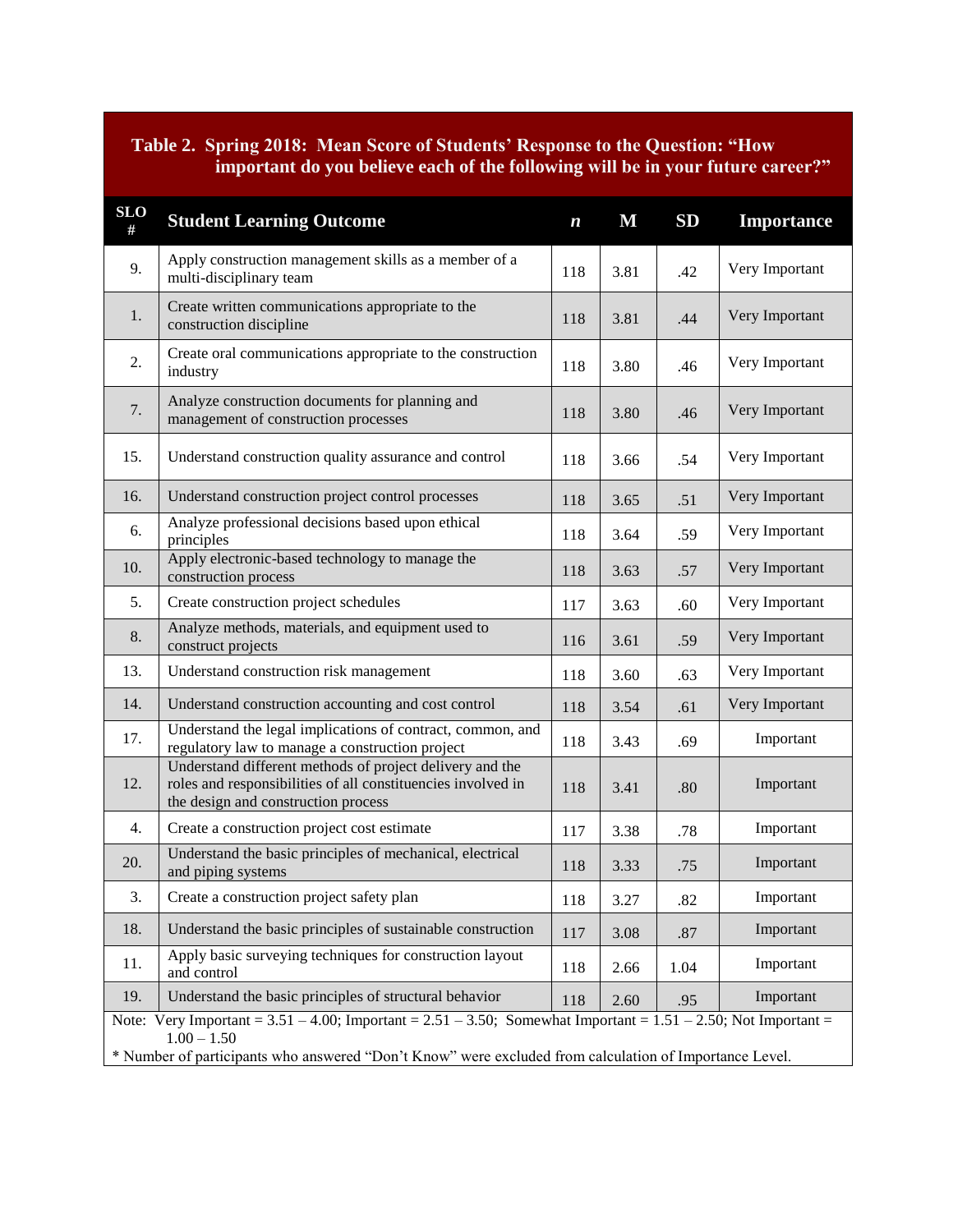**Table 2. Spring 2018: Mean Score of Students' Response to the Question: "How important do you believe each of the following will be in your future career?"**

| SLO # | Student Learning Outcome | *n* | M | SD | Importance |
|---|---|---|---|---|---|
| 9. | Apply construction management skills as a member of a multi-disciplinary team | 118 | 3.81 | .42 | Very Important |
| 1. | Create written communications appropriate to the construction discipline | 118 | 3.81 | .44 | Very Important |
| 2. | Create oral communications appropriate to the construction industry | 118 | 3.80 | .46 | Very Important |
| 7. | Analyze construction documents for planning and management of construction processes | 118 | 3.80 | .46 | Very Important |
| 15. | Understand construction quality assurance and control | 118 | 3.66 | .54 | Very Important |
| 16. | Understand construction project control processes | 118 | 3.65 | .51 | Very Important |
| 6. | Analyze professional decisions based upon ethical principles | 118 | 3.64 | .59 | Very Important |
| 10. | Apply electronic-based technology to manage the construction process | 118 | 3.63 | .57 | Very Important |
| 5. | Create construction project schedules | 117 | 3.63 | .60 | Very Important |
| 8. | Analyze methods, materials, and equipment used to construct projects | 116 | 3.61 | .59 | Very Important |
| 13. | Understand construction risk management | 118 | 3.60 | .63 | Very Important |
| 14. | Understand construction accounting and cost control | 118 | 3.54 | .61 | Very Important |
| 17. | Understand the legal implications of contract, common, and regulatory law to manage a construction project | 118 | 3.43 | .69 | Important |
| 12. | Understand different methods of project delivery and the roles and responsibilities of all constituencies involved in the design and construction process | 118 | 3.41 | .80 | Important |
| 4. | Create a construction project cost estimate | 117 | 3.38 | .78 | Important |
| 20. | Understand the basic principles of mechanical, electrical and piping systems | 118 | 3.33 | .75 | Important |
| 3. | Create a construction project safety plan | 118 | 3.27 | .82 | Important |
| 18. | Understand the basic principles of sustainable construction | 117 | 3.08 | .87 | Important |
| 11. | Apply basic surveying techniques for construction layout and control | 118 | 2.66 | 1.04 | Important |
| 19. | Understand the basic principles of structural behavior | 118 | 2.60 | .95 | Important |

Note: Very Important = 3.51 – 4.00; Important = 2.51 – 3.50; Somewhat Important = 1.51 – 2.50; Not Important = 1.00 – 1.50

* Number of participants who answered "Don't Know" were excluded from calculation of Importance Level.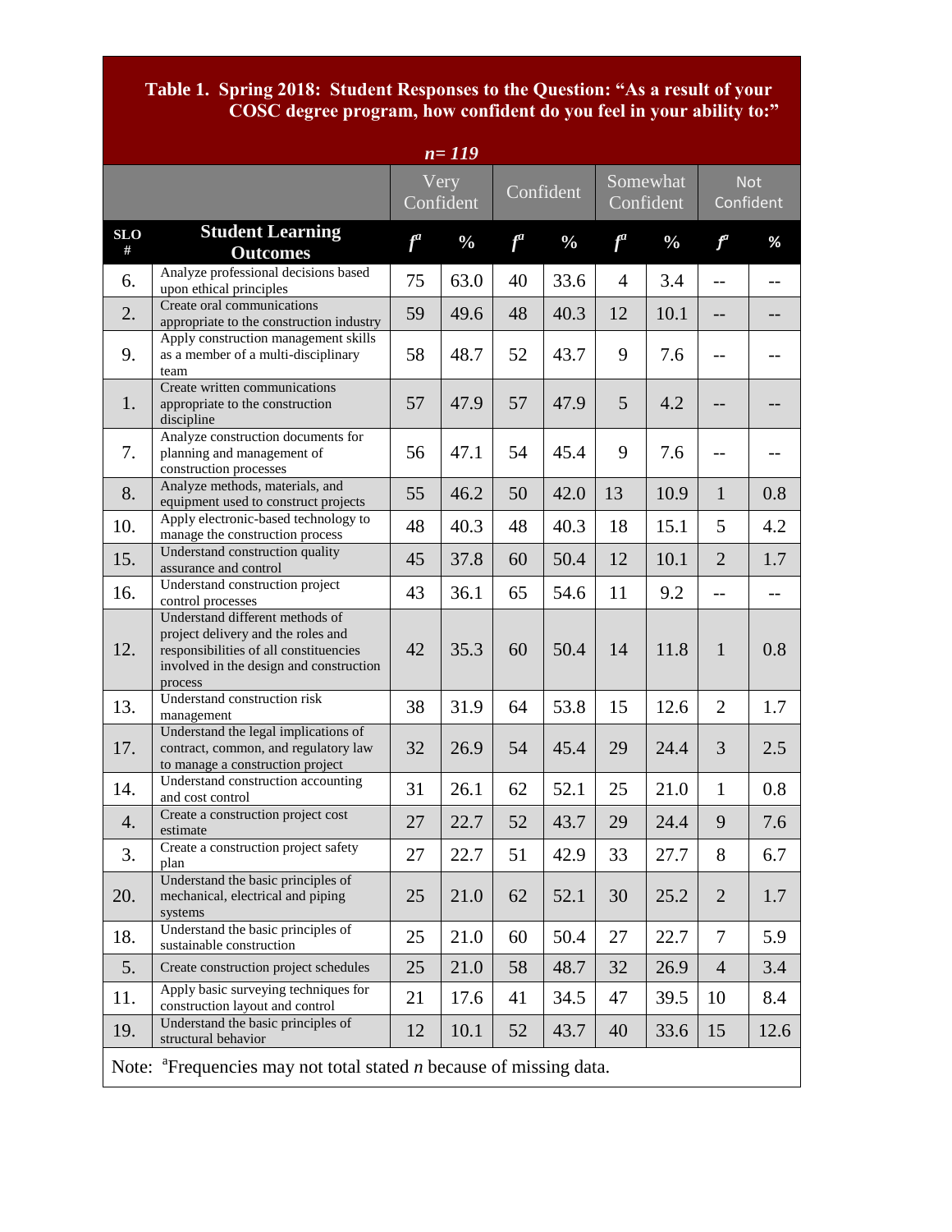**Table 1. Spring 2018: Student Responses to the Question: "As a result of your COSC degree program, how confident do you feel in your ability to:"**

*n* = 119

| | | Very Confident | | Confident | | Somewhat Confident | | Not Confident | |
|---|---|---|---|---|---|---|---|---|---|
| **SLO #** | **Student Learning Outcomes** | *f*[a] | % | *f*[a] | % | *f*[a] | % | *f*[a] | % |
| 6. | Analyze professional decisions based upon ethical principles | 75 | 63.0 | 40 | 33.6 | 4 | 3.4 | -- | -- |
| 2. | Create oral communications appropriate to the construction industry | 59 | 49.6 | 48 | 40.3 | 12 | 10.1 | -- | -- |
| 9. | Apply construction management skills as a member of a multi-disciplinary team | 58 | 48.7 | 52 | 43.7 | 9 | 7.6 | -- | -- |
| 1. | Create written communications appropriate to the construction discipline | 57 | 47.9 | 57 | 47.9 | 5 | 4.2 | -- | -- |
| 7. | Analyze construction documents for planning and management of construction processes | 56 | 47.1 | 54 | 45.4 | 9 | 7.6 | -- | -- |
| 8. | Analyze methods, materials, and equipment used to construct projects | 55 | 46.2 | 50 | 42.0 | 13 | 10.9 | 1 | 0.8 |
| 10. | Apply electronic-based technology to manage the construction process | 48 | 40.3 | 48 | 40.3 | 18 | 15.1 | 5 | 4.2 |
| 15. | Understand construction quality assurance and control | 45 | 37.8 | 60 | 50.4 | 12 | 10.1 | 2 | 1.7 |
| 16. | Understand construction project control processes | 43 | 36.1 | 65 | 54.6 | 11 | 9.2 | -- | -- |
| 12. | Understand different methods of project delivery and the roles and responsibilities of all constituencies involved in the design and construction process | 42 | 35.3 | 60 | 50.4 | 14 | 11.8 | 1 | 0.8 |
| 13. | Understand construction risk management | 38 | 31.9 | 64 | 53.8 | 15 | 12.6 | 2 | 1.7 |
| 17. | Understand the legal implications of contract, common, and regulatory law to manage a construction project | 32 | 26.9 | 54 | 45.4 | 29 | 24.4 | 3 | 2.5 |
| 14. | Understand construction accounting and cost control | 31 | 26.1 | 62 | 52.1 | 25 | 21.0 | 1 | 0.8 |
| 4. | Create a construction project cost estimate | 27 | 22.7 | 52 | 43.7 | 29 | 24.4 | 9 | 7.6 |
| 3. | Create a construction project safety plan | 27 | 22.7 | 51 | 42.9 | 33 | 27.7 | 8 | 6.7 |
| 20. | Understand the basic principles of mechanical, electrical and piping systems | 25 | 21.0 | 62 | 52.1 | 30 | 25.2 | 2 | 1.7 |
| 18. | Understand the basic principles of sustainable construction | 25 | 21.0 | 60 | 50.4 | 27 | 22.7 | 7 | 5.9 |
| 5. | Create construction project schedules | 25 | 21.0 | 58 | 48.7 | 32 | 26.9 | 4 | 3.4 |
| 11. | Apply basic surveying techniques for construction layout and control | 21 | 17.6 | 41 | 34.5 | 47 | 39.5 | 10 | 8.4 |
| 19. | Understand the basic principles of structural behavior | 12 | 10.1 | 52 | 43.7 | 40 | 33.6 | 15 | 12.6 |

Note: [a]Frequencies may not total stated *n* because of missing data.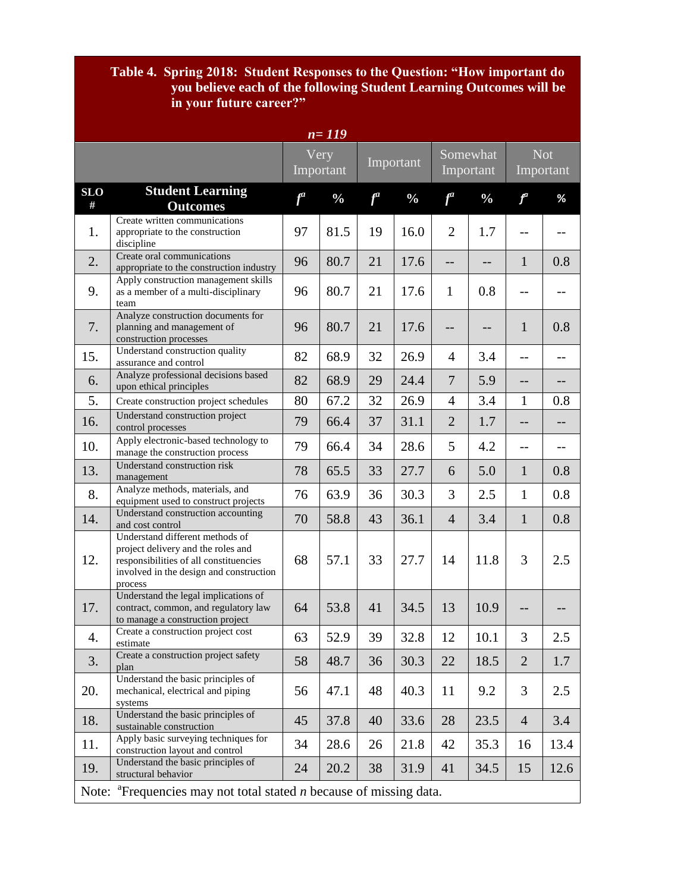**Table 4. Spring 2018: Student Responses to the Question: "How important do you believe each of the following Student Learning Outcomes will be in your future career?"**

*n= 119*

| SLO # | Student Learning Outcomes | Very Important | | Important | | Somewhat Important | | Not Important | |
|---|---|---|---|---|---|---|---|---|---|
| | | *f*[a] | % | *f*[a] | % | *f*[a] | % | *f*[a] | % |
| 1. | Create written communications appropriate to the construction discipline | 97 | 81.5 | 19 | 16.0 | 2 | 1.7 | -- | -- |
| 2. | Create oral communications appropriate to the construction industry | 96 | 80.7 | 21 | 17.6 | -- | -- | 1 | 0.8 |
| 9. | Apply construction management skills as a member of a multi-disciplinary team | 96 | 80.7 | 21 | 17.6 | 1 | 0.8 | -- | -- |
| 7. | Analyze construction documents for planning and management of construction processes | 96 | 80.7 | 21 | 17.6 | -- | -- | 1 | 0.8 |
| 15. | Understand construction quality assurance and control | 82 | 68.9 | 32 | 26.9 | 4 | 3.4 | -- | -- |
| 6. | Analyze professional decisions based upon ethical principles | 82 | 68.9 | 29 | 24.4 | 7 | 5.9 | -- | -- |
| 5. | Create construction project schedules | 80 | 67.2 | 32 | 26.9 | 4 | 3.4 | 1 | 0.8 |
| 16. | Understand construction project control processes | 79 | 66.4 | 37 | 31.1 | 2 | 1.7 | -- | -- |
| 10. | Apply electronic-based technology to manage the construction process | 79 | 66.4 | 34 | 28.6 | 5 | 4.2 | -- | -- |
| 13. | Understand construction risk management | 78 | 65.5 | 33 | 27.7 | 6 | 5.0 | 1 | 0.8 |
| 8. | Analyze methods, materials, and equipment used to construct projects | 76 | 63.9 | 36 | 30.3 | 3 | 2.5 | 1 | 0.8 |
| 14. | Understand construction accounting and cost control | 70 | 58.8 | 43 | 36.1 | 4 | 3.4 | 1 | 0.8 |
| 12. | Understand different methods of project delivery and the roles and responsibilities of all constituencies involved in the design and construction process | 68 | 57.1 | 33 | 27.7 | 14 | 11.8 | 3 | 2.5 |
| 17. | Understand the legal implications of contract, common, and regulatory law to manage a construction project | 64 | 53.8 | 41 | 34.5 | 13 | 10.9 | -- | -- |
| 4. | Create a construction project cost estimate | 63 | 52.9 | 39 | 32.8 | 12 | 10.1 | 3 | 2.5 |
| 3. | Create a construction project safety plan | 58 | 48.7 | 36 | 30.3 | 22 | 18.5 | 2 | 1.7 |
| 20. | Understand the basic principles of mechanical, electrical and piping systems | 56 | 47.1 | 48 | 40.3 | 11 | 9.2 | 3 | 2.5 |
| 18. | Understand the basic principles of sustainable construction | 45 | 37.8 | 40 | 33.6 | 28 | 23.5 | 4 | 3.4 |
| 11. | Apply basic surveying techniques for construction layout and control | 34 | 28.6 | 26 | 21.8 | 42 | 35.3 | 16 | 13.4 |
| 19. | Understand the basic principles of structural behavior | 24 | 20.2 | 38 | 31.9 | 41 | 34.5 | 15 | 12.6 |

Note: [a]Frequencies may not total stated *n* because of missing data.